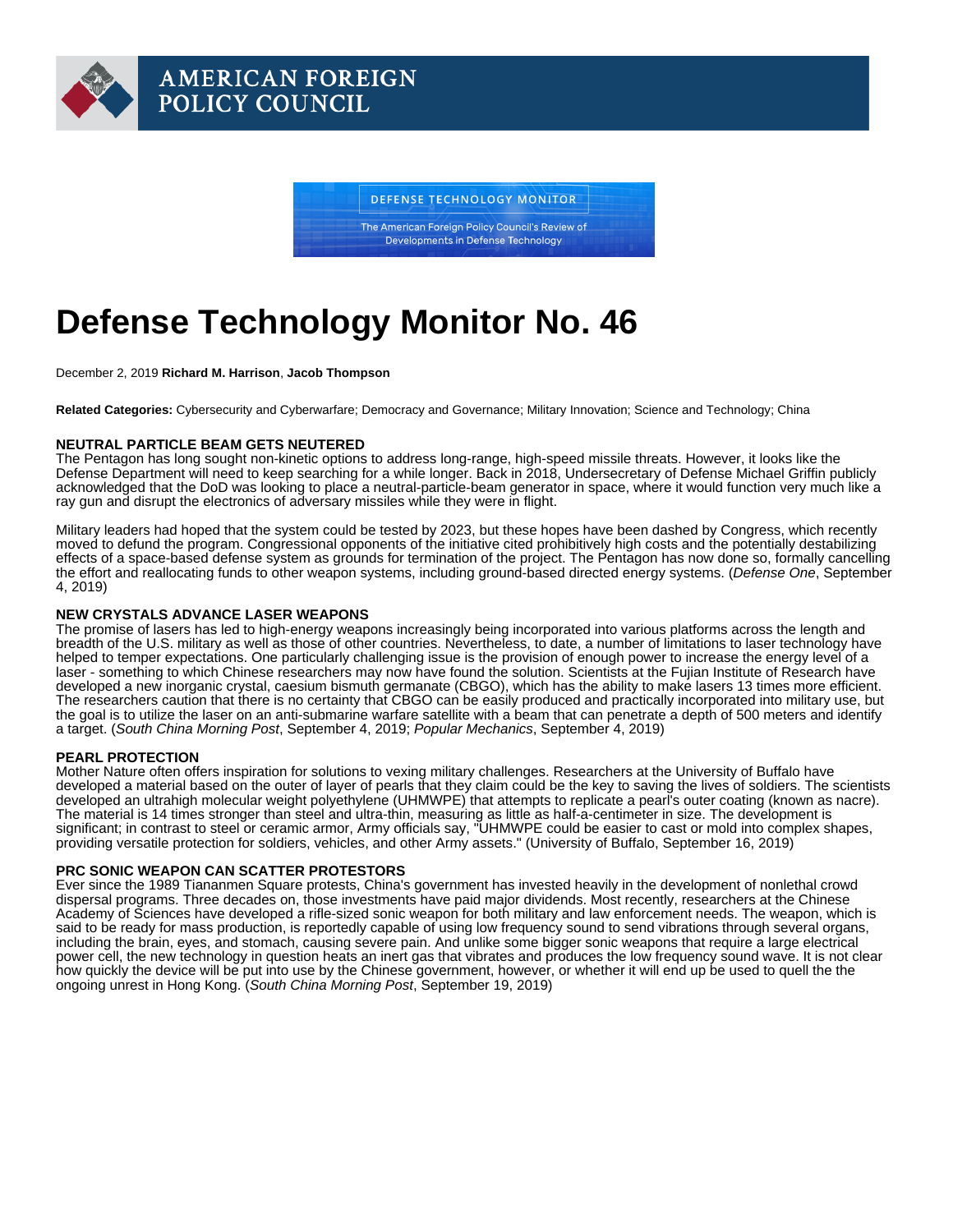AMERICAN FOREIGN POLICY COUNCIL

DEFENSE TECHNOLOGY MONITOR

The American Foreign Policy Council's Review of Developments in Defense Technology

# Defense Technology Monitor No. 46

December 2, 2019 **Richard M. Harrison**, **Jacob Thompson**

**Related Categories:** Cybersecurity and Cyberwarfare; Democracy and Governance; Military Innovation; Science and Technology; China

**NEUTRAL PARTICLE BEAM GETS NEUTERED**

The Pentagon has long sought non-kinetic options to address long-range, high-speed missile threats. However, it looks like the Defense Department will need to keep searching for a while longer. Back in 2018, Undersecretary of Defense Michael Griffin publicly acknowledged that the DoD was looking to place a neutral-particle-beam generator in space, where it would function very much like a ray gun and disrupt the electronics of adversary missiles while they were in flight.

Military leaders had hoped that the system could be tested by 2023, but these hopes have been dashed by Congress, which recently moved to defund the program. Congressional opponents of the initiative cited prohibitively high costs and the potentially destabilizing effects of a space-based defense system as grounds for termination of the project. The Pentagon has now done so, formally cancelling the effort and reallocating funds to other weapon systems, including ground-based directed energy systems. (*Defense One*, September 4, 2019)

**NEW CRYSTALS ADVANCE LASER WEAPONS**

The promise of lasers has led to high-energy weapons increasingly being incorporated into various platforms across the length and breadth of the U.S. military as well as those of other countries. Nevertheless, to date, a number of limitations to laser technology have helped to temper expectations. One particularly challenging issue is the provision of enough power to increase the energy level of a laser - something to which Chinese researchers may now have found the solution. Scientists at the Fujian Institute of Research have developed a new inorganic crystal, caesium bismuth germanate (CBGO), which has the ability to make lasers 13 times more efficient. The researchers caution that there is no certainty that CBGO can be easily produced and practically incorporated into military use, but the goal is to utilize the laser on an anti-submarine warfare satellite with a beam that can penetrate a depth of 500 meters and identify a target. (*South China Morning Post*, September 4, 2019; *Popular Mechanics*, September 4, 2019)

**PEARL PROTECTION**

Mother Nature often offers inspiration for solutions to vexing military challenges. Researchers at the University of Buffalo have developed a material based on the outer of layer of pearls that they claim could be the key to saving the lives of soldiers. The scientists developed an ultrahigh molecular weight polyethylene (UHMWPE) that attempts to replicate a pearl's outer coating (known as nacre). The material is 14 times stronger than steel and ultra-thin, measuring as little as half-a-centimeter in size. The development is significant; in contrast to steel or ceramic armor, Army officials say, "UHMWPE could be easier to cast or mold into complex shapes, providing versatile protection for soldiers, vehicles, and other Army assets." (University of Buffalo, September 16, 2019)

**PRC SONIC WEAPON CAN SCATTER PROTESTORS**

Ever since the 1989 Tiananmen Square protests, China's government has invested heavily in the development of nonlethal crowd dispersal programs. Three decades on, those investments have paid major dividends. Most recently, researchers at the Chinese Academy of Sciences have developed a rifle-sized sonic weapon for both military and law enforcement needs. The weapon, which is said to be ready for mass production, is reportedly capable of using low frequency sound to send vibrations through several organs, including the brain, eyes, and stomach, causing severe pain. And unlike some bigger sonic weapons that require a large electrical power cell, the new technology in question heats an inert gas that vibrates and produces the low frequency sound wave. It is not clear how quickly the device will be put into use by the Chinese government, however, or whether it will end up be used to quell the the ongoing unrest in Hong Kong. (*South China Morning Post*, September 19, 2019)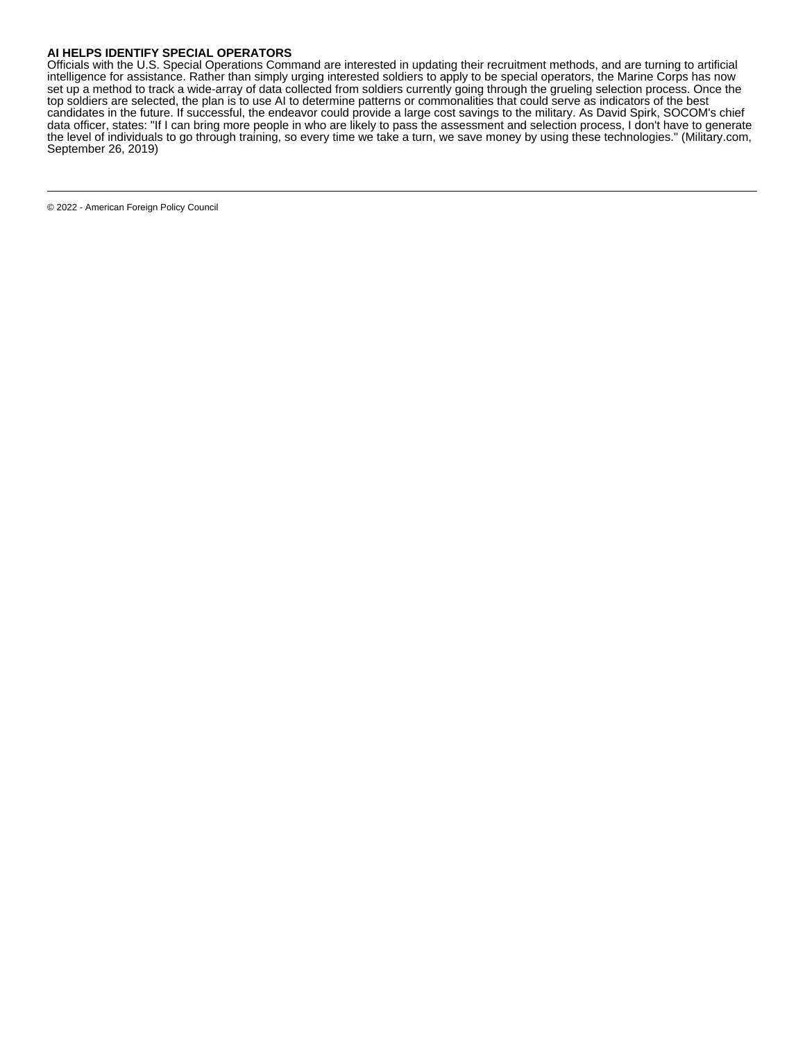**AI HELPS IDENTIFY SPECIAL OPERATORS**

Officials with the U.S. Special Operations Command are interested in updating their recruitment methods, and are turning to artificial intelligence for assistance. Rather than simply urging interested soldiers to apply to be special operators, the Marine Corps has now set up a method to track a wide-array of data collected from soldiers currently going through the grueling selection process. Once the top soldiers are selected, the plan is to use AI to determine patterns or commonalities that could serve as indicators of the best candidates in the future. If successful, the endeavor could provide a large cost savings to the military. As David Spirk, SOCOM's chief data officer, states: "If I can bring more people in who are likely to pass the assessment and selection process, I don't have to generate the level of individuals to go through training, so every time we take a turn, we save money by using these technologies." (Military.com, September 26, 2019)

---

© 2022 - American Foreign Policy Council